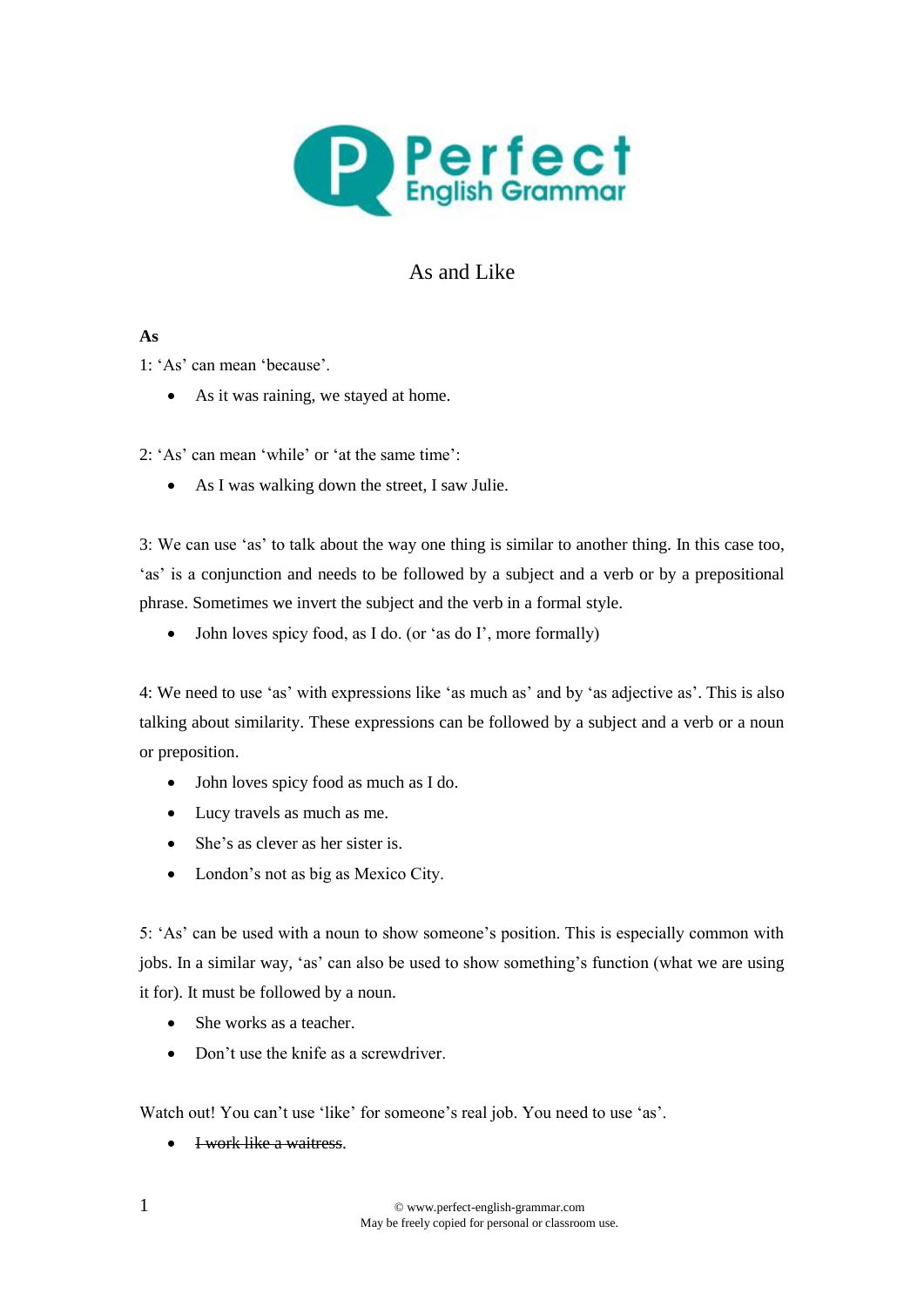# As and Like

**As**

1: 'As' can mean 'because'.

- As it was raining, we stayed at home.

2: 'As' can mean 'while' or 'at the same time':

- As I was walking down the street, I saw Julie.

3: We can use 'as' to talk about the way one thing is similar to another thing. In this case too, 'as' is a conjunction and needs to be followed by a subject and a verb or by a prepositional phrase. Sometimes we invert the subject and the verb in a formal style.

- John loves spicy food, as I do. (or 'as do I', more formally)

4: We need to use 'as' with expressions like 'as much as' and by 'as adjective as'. This is also talking about similarity. These expressions can be followed by a subject and a verb or a noun or preposition.

- John loves spicy food as much as I do.
- Lucy travels as much as me.
- She's as clever as her sister is.
- London's not as big as Mexico City.

5: 'As' can be used with a noun to show someone's position. This is especially common with jobs. In a similar way, 'as' can also be used to show something's function (what we are using it for). It must be followed by a noun.

- She works as a teacher.
- Don't use the knife as a screwdriver.

Watch out! You can't use 'like' for someone's real job. You need to use 'as'.

- ~~I work like a waitress.~~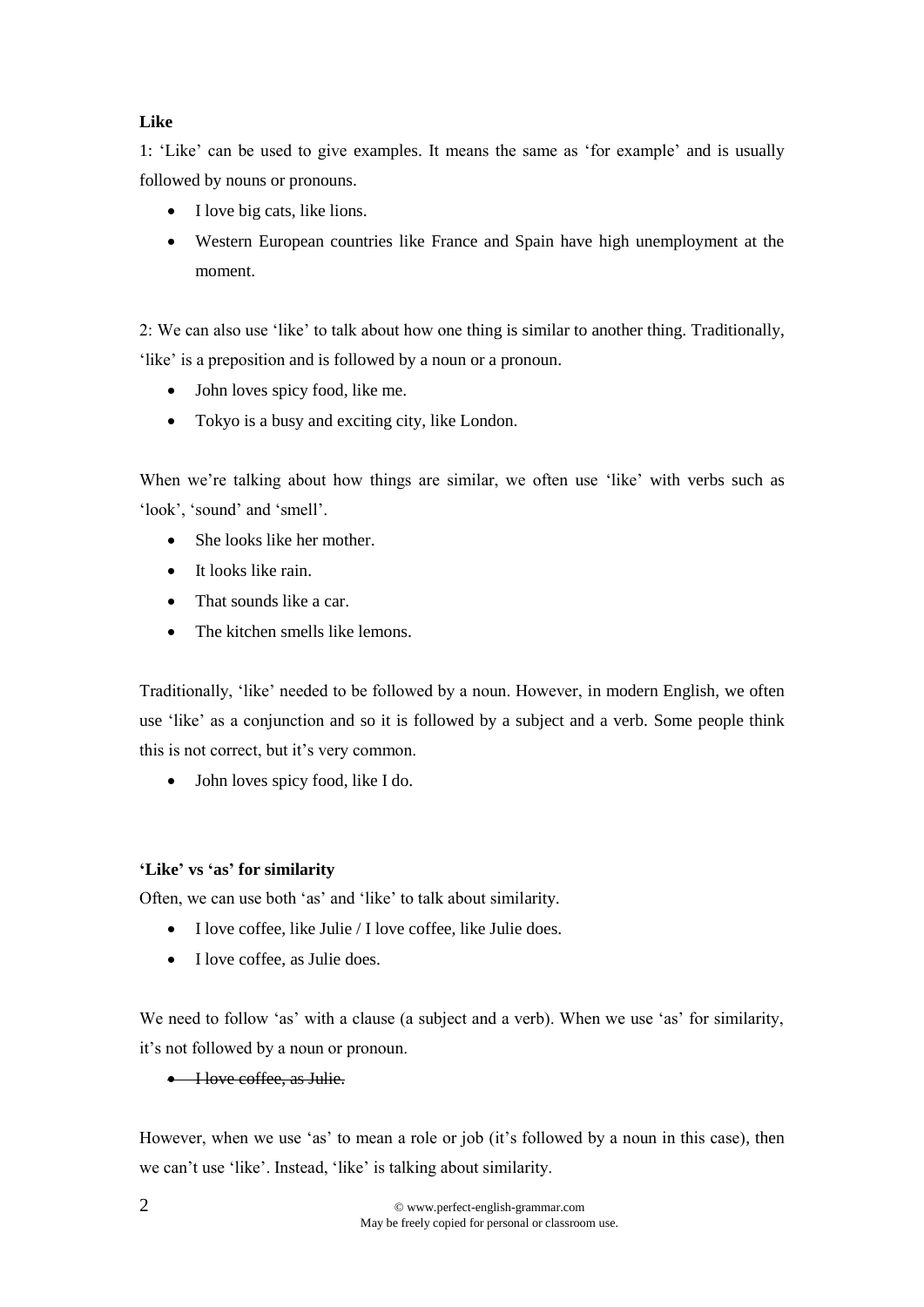**Like**

1: 'Like' can be used to give examples. It means the same as 'for example' and is usually followed by nouns or pronouns.

- I love big cats, like lions.
- Western European countries like France and Spain have high unemployment at the moment.

2: We can also use 'like' to talk about how one thing is similar to another thing. Traditionally, 'like' is a preposition and is followed by a noun or a pronoun.

- John loves spicy food, like me.
- Tokyo is a busy and exciting city, like London.

When we're talking about how things are similar, we often use 'like' with verbs such as 'look', 'sound' and 'smell'.

- She looks like her mother.
- It looks like rain.
- That sounds like a car.
- The kitchen smells like lemons.

Traditionally, 'like' needed to be followed by a noun. However, in modern English, we often use 'like' as a conjunction and so it is followed by a subject and a verb. Some people think this is not correct, but it's very common.

- John loves spicy food, like I do.

**'Like' vs 'as' for similarity**

Often, we can use both 'as' and 'like' to talk about similarity.

- I love coffee, like Julie / I love coffee, like Julie does.
- I love coffee, as Julie does.

We need to follow 'as' with a clause (a subject and a verb). When we use 'as' for similarity, it's not followed by a noun or pronoun.

- ~~I love coffee, as Julie.~~

However, when we use 'as' to mean a role or job (it's followed by a noun in this case), then we can't use 'like'. Instead, 'like' is talking about similarity.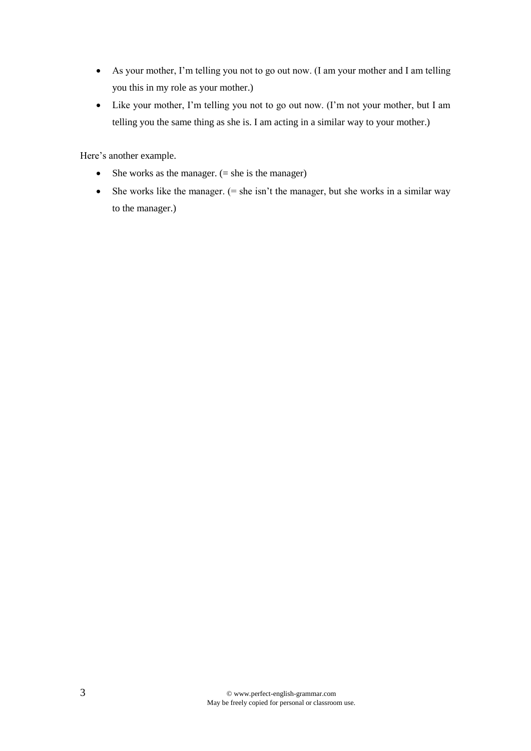- As your mother, I'm telling you not to go out now. (I am your mother and I am telling you this in my role as your mother.)
- Like your mother, I'm telling you not to go out now. (I'm not your mother, but I am telling you the same thing as she is. I am acting in a similar way to your mother.)

Here's another example.

- She works as the manager. (= she is the manager)
- She works like the manager. (= she isn't the manager, but she works in a similar way to the manager.)